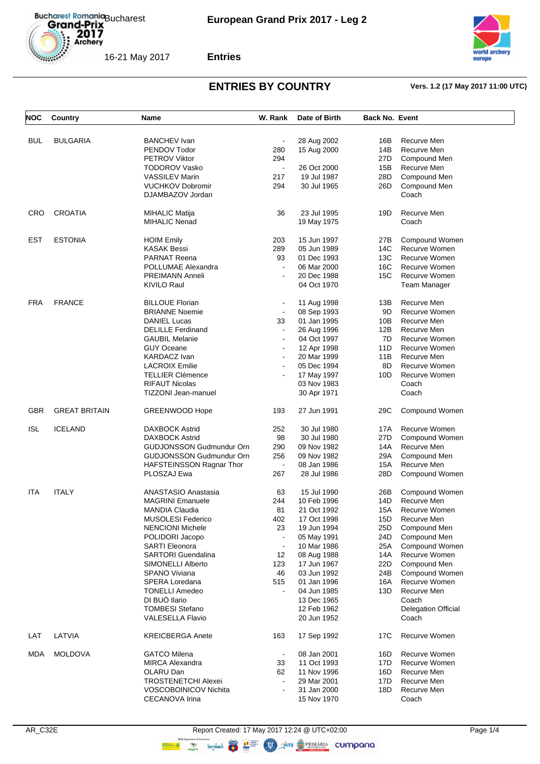# European Grand Prix 2017 - Leg 2

Bucharest

16-21 May 2017

**Entries**

## ENTRIES BY COUNTRY

**Vers. 1.2 (17 May 2017 11:00 UTC)**

| NOC | Country | Name | W. Rank | Date of Birth | Back No. | Event |
|---|---|---|---|---|---|---|
| BUL | BULGARIA | BANCHEV Ivan | - | 28 Aug 2002 | 16B | Recurve Men |
| | | PENDOV Todor | 280 | 15 Aug 2000 | 14B | Recurve Men |
| | | PETROV Viktor | 294 | | 27D | Compound Men |
| | | TODOROV Vasko | - | 26 Oct 2000 | 15B | Recurve Men |
| | | VASSILEV Marin | 217 | 19 Jul 1987 | 28D | Compound Men |
| | | VUCHKOV Dobromir | 294 | 30 Jul 1965 | 26D | Compound Men |
| | | DJAMBAZOV Jordan | | | | Coach |
| CRO | CROATIA | MIHALIC Matija | 36 | 23 Jul 1995 | 19D | Recurve Men |
| | | MIHALIC Nenad | | 19 May 1975 | | Coach |
| EST | ESTONIA | HOIM Emily | 203 | 15 Jun 1997 | 27B | Compound Women |
| | | KASAK Bessi | 289 | 05 Jun 1989 | 14C | Recurve Women |
| | | PARNAT Reena | 93 | 01 Dec 1993 | 13C | Recurve Women |
| | | POLLUMAE Alexandra | - | 06 Mar 2000 | 16C | Recurve Women |
| | | PREIMANN Anneli | - | 20 Dec 1988 | 15C | Recurve Women |
| | | KIVILO Raul | | 04 Oct 1970 | | Team Manager |
| FRA | FRANCE | BILLOUE Florian | - | 11 Aug 1998 | 13B | Recurve Men |
| | | BRIANNE Noemie | - | 08 Sep 1993 | 9D | Recurve Women |
| | | DANIEL Lucas | 33 | 01 Jan 1995 | 10B | Recurve Men |
| | | DELILLE Ferdinand | - | 26 Aug 1996 | 12B | Recurve Men |
| | | GAUBIL Melanie | - | 04 Oct 1997 | 7D | Recurve Women |
| | | GUY Oceane | - | 12 Apr 1998 | 11D | Recurve Women |
| | | KARDACZ Ivan | - | 20 Mar 1999 | 11B | Recurve Men |
| | | LACROIX Emilie | - | 05 Dec 1994 | 8D | Recurve Women |
| | | TELLIER Clémence | - | 17 May 1997 | 10D | Recurve Women |
| | | RIFAUT Nicolas | | 03 Nov 1983 | | Coach |
| | | TIZZONI Jean-manuel | | 30 Apr 1971 | | Coach |
| GBR | GREAT BRITAIN | GREENWOOD Hope | 193 | 27 Jun 1991 | 29C | Compound Women |
| ISL | ICELAND | DAXBOCK Astrid | 252 | 30 Jul 1980 | 17A | Recurve Women |
| | | DAXBOCK Astrid | 98 | 30 Jul 1980 | 27D | Compound Women |
| | | GUDJONSSON Gudmundur Orn | 290 | 09 Nov 1982 | 14A | Recurve Men |
| | | GUDJONSSON Gudmundur Orn | 256 | 09 Nov 1982 | 29A | Compound Men |
| | | HAFSTEINSSON Ragnar Thor | - | 08 Jan 1986 | 15A | Recurve Men |
| | | PLOSZAJ Ewa | 267 | 28 Jul 1986 | 28D | Compound Women |
| ITA | ITALY | ANASTASIO Anastasia | 63 | 15 Jul 1990 | 26B | Compound Women |
| | | MAGRINI Emanuele | 244 | 10 Feb 1996 | 14D | Recurve Men |
| | | MANDIA Claudia | 81 | 21 Oct 1992 | 15A | Recurve Women |
| | | MUSOLESI Federico | 402 | 17 Oct 1998 | 15D | Recurve Men |
| | | NENCIONI Michele | 23 | 19 Jun 1994 | 25D | Compound Men |
| | | POLIDORI Jacopo | - | 05 May 1991 | 24D | Compound Men |
| | | SARTI Eleonora | - | 10 Mar 1986 | 25A | Compound Women |
| | | SARTORI Guendalina | 12 | 08 Aug 1988 | 14A | Recurve Women |
| | | SIMONELLI Alberto | 123 | 17 Jun 1967 | 22D | Compound Men |
| | | SPANO Viviana | 46 | 03 Jun 1992 | 24B | Compound Women |
| | | SPERA Loredana | 515 | 01 Jan 1996 | 16A | Recurve Women |
| | | TONELLI Amedeo | - | 04 Jun 1985 | 13D | Recurve Men |
| | | DI BUÒ Ilario | | 13 Dec 1965 | | Coach |
| | | TOMBESI Stefano | | 12 Feb 1962 | | Delegation Official |
| | | VALESELLA Flavio | | 20 Jun 1952 | | Coach |
| LAT | LATVIA | KREICBERGA Anete | 163 | 17 Sep 1992 | 17C | Recurve Women |
| MDA | MOLDOVA | GATCO Milena | - | 08 Jan 2001 | 16D | Recurve Women |
| | | MIRCA Alexandra | 33 | 11 Oct 1993 | 17D | Recurve Women |
| | | OLARU Dan | 62 | 11 Nov 1996 | 16D | Recurve Men |
| | | TROSTENETCHI Alexei | - | 29 Mar 2001 | 17D | Recurve Men |
| | | VOSCOBOINICOV Nichita | - | 31 Jan 2000 | 18D | Recurve Men |
| | | CECANOVA Irina | | 15 Nov 1970 | | Coach |

AR_C32E    Report Created: 17 May 2017 12:24 @ UTC+02:00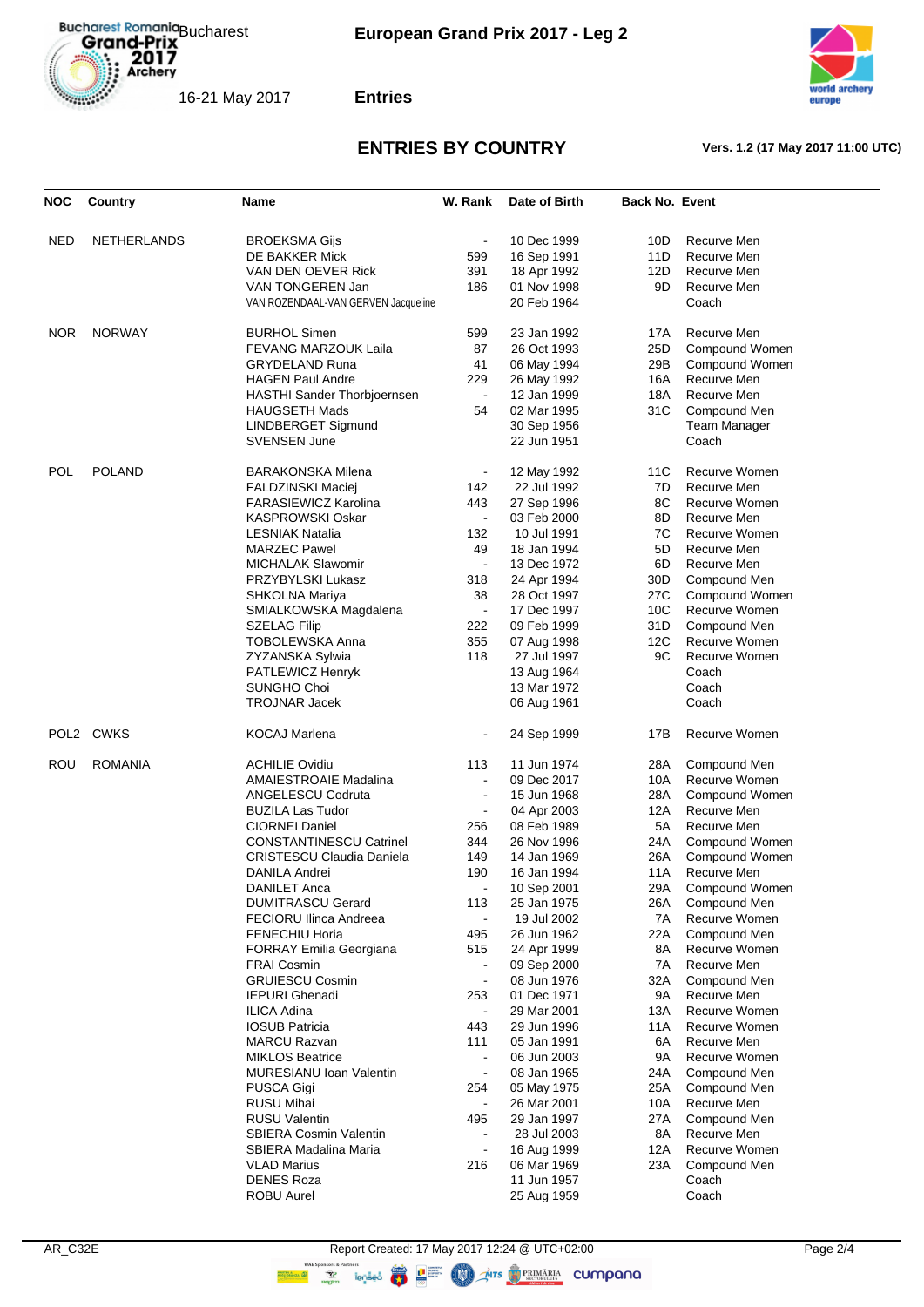## ENTRIES BY COUNTRY

**Vers. 1.2 (17 May 2017 11:00 UTC)**

| NOC | Country | Name | W. Rank | Date of Birth | Back No. | Event |
|---|---|---|---|---|---|---|
| NED | NETHERLANDS | BROEKSMA Gijs | - | 10 Dec 1999 | 10D | Recurve Men |
| | | DE BAKKER Mick | 599 | 16 Sep 1991 | 11D | Recurve Men |
| | | VAN DEN OEVER Rick | 391 | 18 Apr 1992 | 12D | Recurve Men |
| | | VAN TONGEREN Jan | 186 | 01 Nov 1998 | 9D | Recurve Men |
| | | VAN ROZENDAAL-VAN GERVEN Jacqueline | | 20 Feb 1964 | | Coach |
| NOR | NORWAY | BURHOL Simen | 599 | 23 Jan 1992 | 17A | Recurve Men |
| | | FEVANG MARZOUK Laila | 87 | 26 Oct 1993 | 25D | Compound Women |
| | | GRYDELAND Runa | 41 | 06 May 1994 | 29B | Compound Women |
| | | HAGEN Paul Andre | 229 | 26 May 1992 | 16A | Recurve Men |
| | | HASTHI Sander Thorbjoernsen | - | 12 Jan 1999 | 18A | Recurve Men |
| | | HAUGSETH Mads | 54 | 02 Mar 1995 | 31C | Compound Men |
| | | LINDBERGET Sigmund | | 30 Sep 1956 | | Team Manager |
| | | SVENSEN June | | 22 Jun 1951 | | Coach |
| POL | POLAND | BARAKONSKA Milena | - | 12 May 1992 | 11C | Recurve Women |
| | | FALDZINSKI Maciej | 142 | 22 Jul 1992 | 7D | Recurve Men |
| | | FARASIEWICZ Karolina | 443 | 27 Sep 1996 | 8C | Recurve Women |
| | | KASPROWSKI Oskar | - | 03 Feb 2000 | 8D | Recurve Men |
| | | LESNIAK Natalia | 132 | 10 Jul 1991 | 7C | Recurve Women |
| | | MARZEC Pawel | 49 | 18 Jan 1994 | 5D | Recurve Men |
| | | MICHALAK Slawomir | - | 13 Dec 1972 | 6D | Recurve Men |
| | | PRZYBYLSKI Lukasz | 318 | 24 Apr 1994 | 30D | Compound Men |
| | | SHKOLNA Mariya | 38 | 28 Oct 1997 | 27C | Compound Women |
| | | SMIALKOWSKA Magdalena | - | 17 Dec 1997 | 10C | Recurve Women |
| | | SZELAG Filip | 222 | 09 Feb 1999 | 31D | Compound Men |
| | | TOBOLEWSKA Anna | 355 | 07 Aug 1998 | 12C | Recurve Women |
| | | ZYZANSKA Sylwia | 118 | 27 Jul 1997 | 9C | Recurve Women |
| | | PATLEWICZ Henryk | | 13 Aug 1964 | | Coach |
| | | SUNGHO Choi | | 13 Mar 1972 | | Coach |
| | | TROJNAR Jacek | | 06 Aug 1961 | | Coach |
| POL2 | CWKS | KOCAJ Marlena | - | 24 Sep 1999 | 17B | Recurve Women |
| ROU | ROMANIA | ACHILIE Ovidiu | 113 | 11 Jun 1974 | 28A | Compound Men |
| | | AMAIESTROAIE Madalina | - | 09 Dec 2017 | 10A | Recurve Women |
| | | ANGELESCU Codruta | - | 15 Jun 1968 | 28A | Compound Women |
| | | BUZILA Las Tudor | - | 04 Apr 2003 | 12A | Recurve Men |
| | | CIORNEI Daniel | 256 | 08 Feb 1989 | 5A | Recurve Men |
| | | CONSTANTINESCU Catrinel | 344 | 26 Nov 1996 | 24A | Compound Women |
| | | CRISTESCU Claudia Daniela | 149 | 14 Jan 1969 | 26A | Compound Women |
| | | DANILA Andrei | 190 | 16 Jan 1994 | 11A | Recurve Men |
| | | DANILET Anca | - | 10 Sep 2001 | 29A | Compound Women |
| | | DUMITRASCU Gerard | 113 | 25 Jan 1975 | 26A | Compound Men |
| | | FECIORU Ilinca Andreea | - | 19 Jul 2002 | 7A | Recurve Women |
| | | FENECHIU Horia | 495 | 26 Jun 1962 | 22A | Compound Men |
| | | FORRAY Emilia Georgiana | 515 | 24 Apr 1999 | 8A | Recurve Women |
| | | FRAI Cosmin | - | 09 Sep 2000 | 7A | Recurve Men |
| | | GRUIESCU Cosmin | - | 08 Jun 1976 | 32A | Compound Men |
| | | IEPURI Ghenadi | 253 | 01 Dec 1971 | 9A | Recurve Men |
| | | ILICA Adina | - | 29 Mar 2001 | 13A | Recurve Women |
| | | IOSUB Patricia | 443 | 29 Jun 1996 | 11A | Recurve Women |
| | | MARCU Razvan | 111 | 05 Jan 1991 | 6A | Recurve Men |
| | | MIKLOS Beatrice | - | 06 Jun 2003 | 9A | Recurve Women |
| | | MURESIANU Ioan Valentin | - | 08 Jan 1965 | 24A | Compound Men |
| | | PUSCA Gigi | 254 | 05 May 1975 | 25A | Compound Men |
| | | RUSU Mihai | - | 26 Mar 2001 | 10A | Recurve Men |
| | | RUSU Valentin | 495 | 29 Jan 1997 | 27A | Compound Men |
| | | SBIERA Cosmin Valentin | - | 28 Jul 2003 | 8A | Recurve Men |
| | | SBIERA Madalina Maria | - | 16 Aug 1999 | 12A | Recurve Women |
| | | VLAD Marius | 216 | 06 Mar 1969 | 23A | Compound Men |
| | | DENES Roza | | 11 Jun 1957 | | Coach |
| | | ROBU Aurel | | 25 Aug 1959 | | Coach |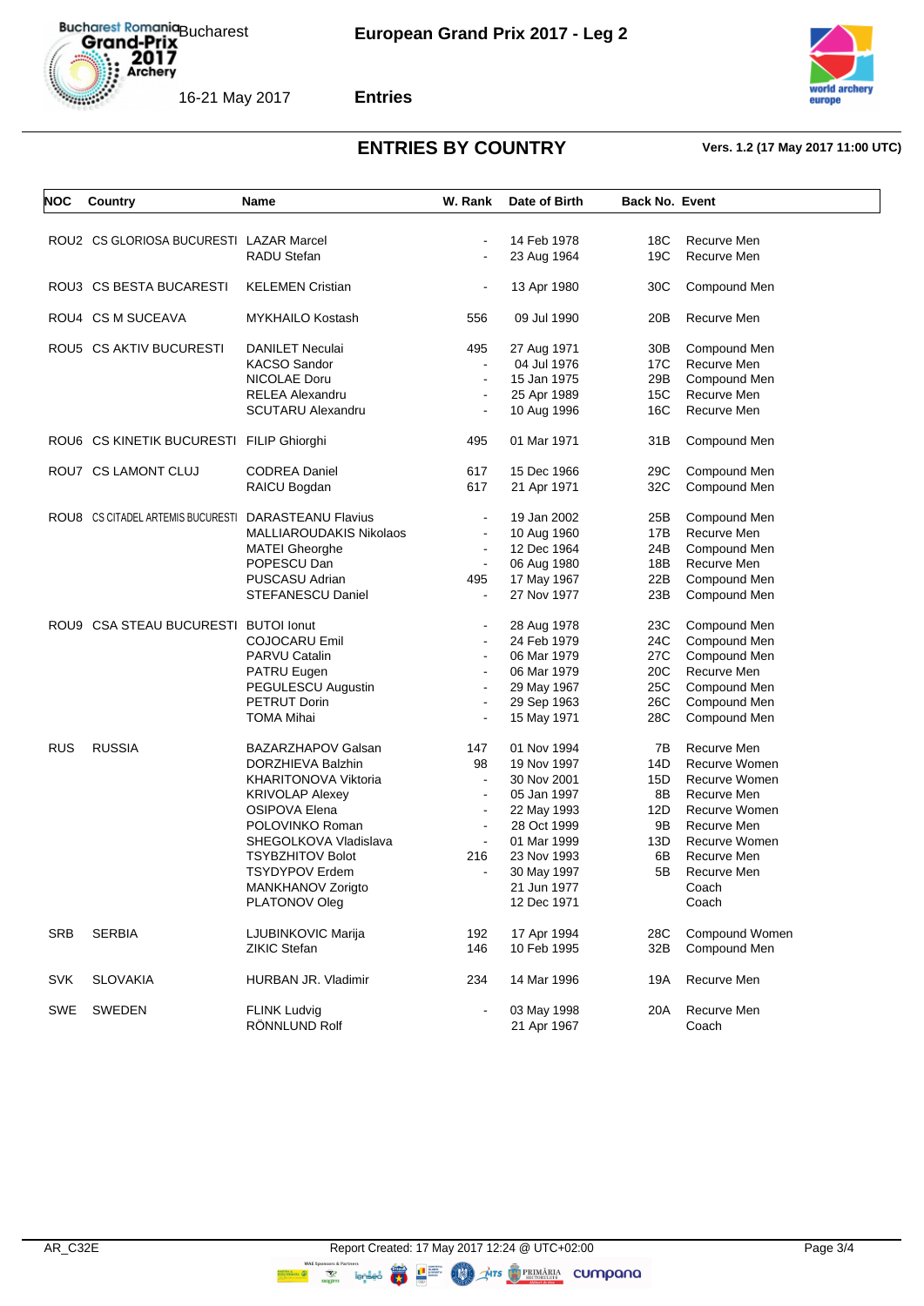## ENTRIES BY COUNTRY

Vers. 1.2 (17 May 2017 11:00 UTC)

| NOC | Country | Name | W. Rank | Date of Birth | Back No. | Event |
|---|---|---|---|---|---|---|
| ROU2 | CS GLORIOSA BUCURESTI | LAZAR Marcel | - | 14 Feb 1978 | 18C | Recurve Men |
| | | RADU Stefan | - | 23 Aug 1964 | 19C | Recurve Men |
| ROU3 | CS BESTA BUCARESTI | KELEMEN Cristian | - | 13 Apr 1980 | 30C | Compound Men |
| ROU4 | CS M SUCEAVA | MYKHAILO Kostash | 556 | 09 Jul 1990 | 20B | Recurve Men |
| ROU5 | CS AKTIV BUCURESTI | DANILET Neculai | 495 | 27 Aug 1971 | 30B | Compound Men |
| | | KACSO Sandor | - | 04 Jul 1976 | 17C | Recurve Men |
| | | NICOLAE Doru | - | 15 Jan 1975 | 29B | Compound Men |
| | | RELEA Alexandru | - | 25 Apr 1989 | 15C | Recurve Men |
| | | SCUTARU Alexandru | - | 10 Aug 1996 | 16C | Recurve Men |
| ROU6 | CS KINETIK BUCURESTI | FILIP Ghiorghi | 495 | 01 Mar 1971 | 31B | Compound Men |
| ROU7 | CS LAMONT CLUJ | CODREA Daniel | 617 | 15 Dec 1966 | 29C | Compound Men |
| | | RAICU Bogdan | 617 | 21 Apr 1971 | 32C | Compound Men |
| ROU8 | CS CITADEL ARTEMIS BUCURESTI | DARASTEANU Flavius | - | 19 Jan 2002 | 25B | Compound Men |
| | | MALLIAROUDAKIS Nikolaos | - | 10 Aug 1960 | 17B | Recurve Men |
| | | MATEI Gheorghe | - | 12 Dec 1964 | 24B | Compound Men |
| | | POPESCU Dan | - | 06 Aug 1980 | 18B | Recurve Men |
| | | PUSCASU Adrian | 495 | 17 May 1967 | 22B | Compound Men |
| | | STEFANESCU Daniel | - | 27 Nov 1977 | 23B | Compound Men |
| ROU9 | CSA STEAU BUCURESTI | BUTOI Ionut | - | 28 Aug 1978 | 23C | Compound Men |
| | | COJOCARU Emil | - | 24 Feb 1979 | 24C | Compound Men |
| | | PARVU Catalin | - | 06 Mar 1979 | 27C | Compound Men |
| | | PATRU Eugen | - | 06 Mar 1979 | 20C | Recurve Men |
| | | PEGULESCU Augustin | - | 29 May 1967 | 25C | Compound Men |
| | | PETRUT Dorin | - | 29 Sep 1963 | 26C | Compound Men |
| | | TOMA Mihai | - | 15 May 1971 | 28C | Compound Men |
| RUS | RUSSIA | BAZARZHAPOV Galsan | 147 | 01 Nov 1994 | 7B | Recurve Men |
| | | DORZHIEVA Balzhin | 98 | 19 Nov 1997 | 14D | Recurve Women |
| | | KHARITONOVA Viktoria | - | 30 Nov 2001 | 15D | Recurve Women |
| | | KRIVOLAP Alexey | - | 05 Jan 1997 | 8B | Recurve Men |
| | | OSIPOVA Elena | - | 22 May 1993 | 12D | Recurve Women |
| | | POLOVINKO Roman | - | 28 Oct 1999 | 9B | Recurve Men |
| | | SHEGOLKOVA Vladislava | - | 01 Mar 1999 | 13D | Recurve Women |
| | | TSYBZHITOV Bolot | 216 | 23 Nov 1993 | 6B | Recurve Men |
| | | TSYDYPOV Erdem | - | 30 May 1997 | 5B | Recurve Men |
| | | MANKHANOV Zorigto | | 21 Jun 1977 | | Coach |
| | | PLATONOV Oleg | | 12 Dec 1971 | | Coach |
| SRB | SERBIA | LJUBINKOVIC Marija | 192 | 17 Apr 1994 | 28C | Compound Women |
| | | ZIKIC Stefan | 146 | 10 Feb 1995 | 32B | Compound Men |
| SVK | SLOVAKIA | HURBAN JR. Vladimir | 234 | 14 Mar 1996 | 19A | Recurve Men |
| SWE | SWEDEN | FLINK Ludvig | - | 03 May 1998 | 20A | Recurve Men |
| | | RÖNNLUND Rolf | | 21 Apr 1967 | | Coach |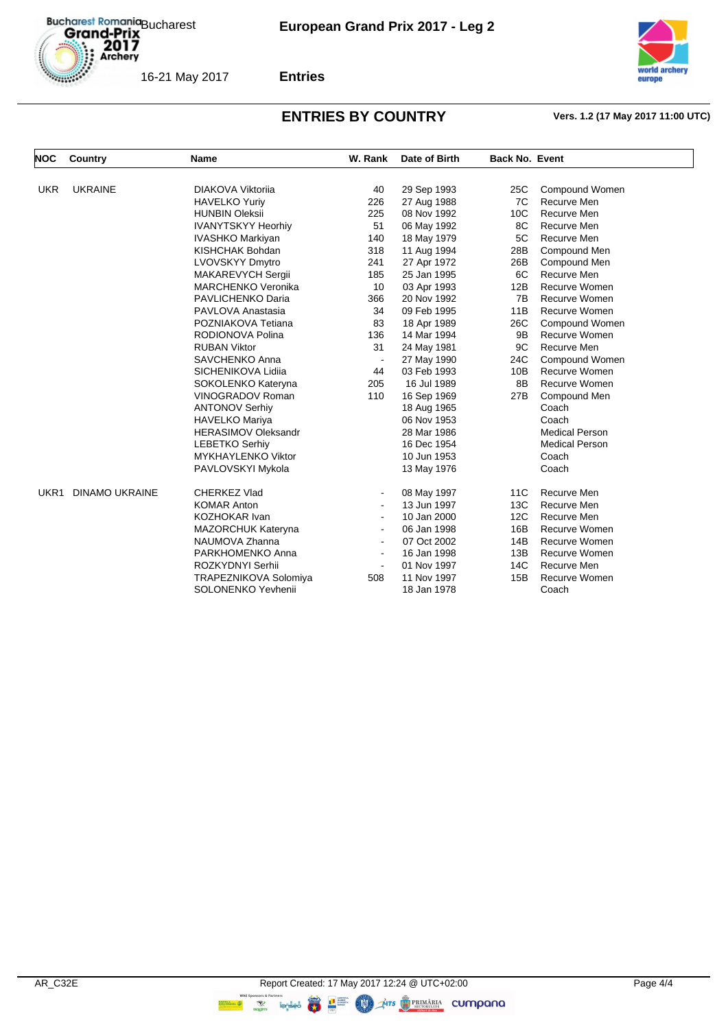# ENTRIES BY COUNTRY

**Vers. 1.2 (17 May 2017 11:00 UTC)**

| NOC | Country | Name | W. Rank | Date of Birth | Back No. | Event |
|---|---|---|---|---|---|---|
| UKR | UKRAINE | DIAKOVA Viktoriia | 40 | 29 Sep 1993 | 25C | Compound Women |
| | | HAVELKO Yuriy | 226 | 27 Aug 1988 | 7C | Recurve Men |
| | | HUNBIN Oleksii | 225 | 08 Nov 1992 | 10C | Recurve Men |
| | | IVANYTSKYY Heorhiy | 51 | 06 May 1992 | 8C | Recurve Men |
| | | IVASHKO Markiyan | 140 | 18 May 1979 | 5C | Recurve Men |
| | | KISHCHAK Bohdan | 318 | 11 Aug 1994 | 28B | Compound Men |
| | | LVOVSKYY Dmytro | 241 | 27 Apr 1972 | 26B | Compound Men |
| | | MAKAREVYCH Sergii | 185 | 25 Jan 1995 | 6C | Recurve Men |
| | | MARCHENKO Veronika | 10 | 03 Apr 1993 | 12B | Recurve Women |
| | | PAVLICHENKO Daria | 366 | 20 Nov 1992 | 7B | Recurve Women |
| | | PAVLOVA Anastasia | 34 | 09 Feb 1995 | 11B | Recurve Women |
| | | POZNIAKOVA Tetiana | 83 | 18 Apr 1989 | 26C | Compound Women |
| | | RODIONOVA Polina | 136 | 14 Mar 1994 | 9B | Recurve Women |
| | | RUBAN Viktor | 31 | 24 May 1981 | 9C | Recurve Men |
| | | SAVCHENKO Anna | - | 27 May 1990 | 24C | Compound Women |
| | | SICHENIKOVA Lidiia | 44 | 03 Feb 1993 | 10B | Recurve Women |
| | | SOKOLENKO Kateryna | 205 | 16 Jul 1989 | 8B | Recurve Women |
| | | VINOGRADOV Roman | 110 | 16 Sep 1969 | 27B | Compound Men |
| | | ANTONOV Serhiy | | 18 Aug 1965 | | Coach |
| | | HAVELKO Mariya | | 06 Nov 1953 | | Coach |
| | | HERASIMOV Oleksandr | | 28 Mar 1986 | | Medical Person |
| | | LEBETKO Serhiy | | 16 Dec 1954 | | Medical Person |
| | | MYKHAYLENKO Viktor | | 10 Jun 1953 | | Coach |
| | | PAVLOVSKYI Mykola | | 13 May 1976 | | Coach |
| UKR1 | DINAMO UKRAINE | CHERKEZ Vlad | - | 08 May 1997 | 11C | Recurve Men |
| | | KOMAR Anton | - | 13 Jun 1997 | 13C | Recurve Men |
| | | KOZHOKAR Ivan | - | 10 Jan 2000 | 12C | Recurve Men |
| | | MAZORCHUK Kateryna | - | 06 Jan 1998 | 16B | Recurve Women |
| | | NAUMOVA Zhanna | - | 07 Oct 2002 | 14B | Recurve Women |
| | | PARKHOMENKO Anna | - | 16 Jan 1998 | 13B | Recurve Women |
| | | ROZKYDNYI Serhii | - | 01 Nov 1997 | 14C | Recurve Men |
| | | TRAPEZNIKOVA Solomiya | 508 | 11 Nov 1997 | 15B | Recurve Women |
| | | SOLONENKO Yevhenii | | 18 Jan 1978 | | Coach |